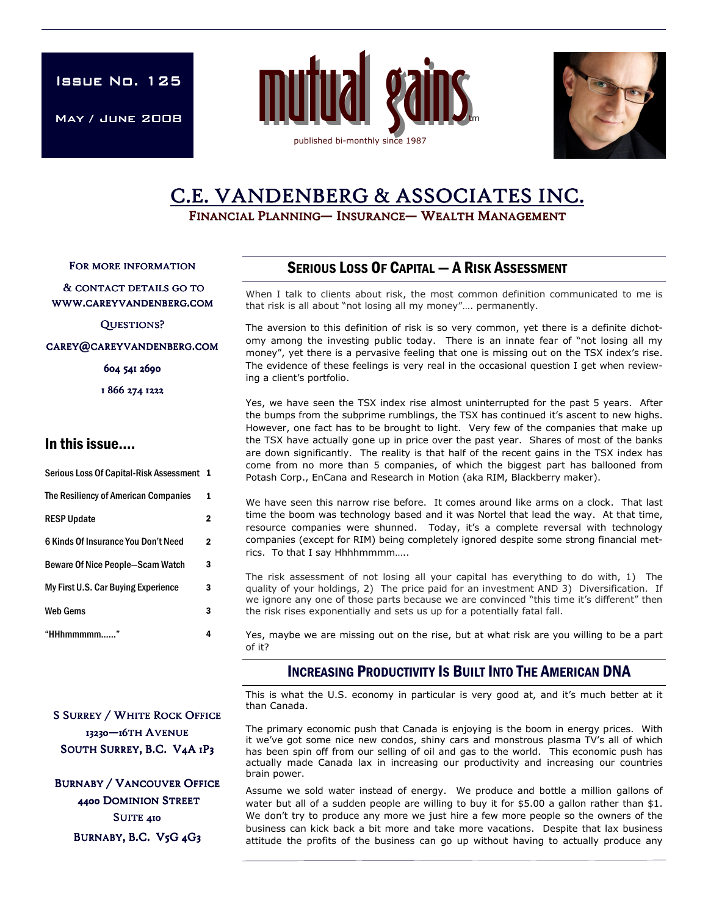Issue No. 125

May / June 2008

# mutual gains™

published bi-monthly since 1987

# C.E. VANDENBERG & ASSOCIATES INC.

FINANCIAL PLANNING— INSURANCE— WEALTH MANAGEMENT

For more information & contact details go to www.careyvandenberg.com

Questions?

carey@careyvandenberg.com

604 541 2690

1 866 274 1222

## In this issue....

| | |
|---|---|
| Serious Loss Of Capital-Risk Assessment | 1 |
| The Resiliency of American Companies | 1 |
| RESP Update | 2 |
| 6 Kinds Of Insurance You Don't Need | 2 |
| Beware Of Nice People—Scam Watch | 3 |
| My First U.S. Car Buying Experience | 3 |
| Web Gems | 3 |
| "HHhmmmmm......" | 4 |

S Surrey / White Rock Office
13230—16th Avenue
South Surrey, B.C. V4A 1P3

Burnaby / Vancouver Office
4400 Dominion Street
Suite 410
Burnaby, B.C. V5G 4G3

## Serious Loss Of Capital — A Risk Assessment

When I talk to clients about risk, the most common definition communicated to me is that risk is all about "not losing all my money"…. permanently.

The aversion to this definition of risk is so very common, yet there is a definite dichotomy among the investing public today. There is an innate fear of "not losing all my money", yet there is a pervasive feeling that one is missing out on the TSX index's rise. The evidence of these feelings is very real in the occasional question I get when reviewing a client's portfolio.

Yes, we have seen the TSX index rise almost uninterrupted for the past 5 years. After the bumps from the subprime rumblings, the TSX has continued it's ascent to new highs. However, one fact has to be brought to light. Very few of the companies that make up the TSX have actually gone up in price over the past year. Shares of most of the banks are down significantly. The reality is that half of the recent gains in the TSX index has come from no more than 5 companies, of which the biggest part has ballooned from Potash Corp., EnCana and Research in Motion (aka RIM, Blackberry maker).

We have seen this narrow rise before. It comes around like arms on a clock. That last time the boom was technology based and it was Nortel that lead the way. At that time, resource companies were shunned. Today, it's a complete reversal with technology companies (except for RIM) being completely ignored despite some strong financial metrics. To that I say Hhhhmmmmm…..

The risk assessment of not losing all your capital has everything to do with, 1) The quality of your holdings, 2) The price paid for an investment AND 3) Diversification. If we ignore any one of those parts because we are convinced "this time it's different" then the risk rises exponentially and sets us up for a potentially fatal fall.

Yes, maybe we are missing out on the rise, but at what risk are you willing to be a part of it?

## Increasing Productivity Is Built Into The American DNA

This is what the U.S. economy in particular is very good at, and it's much better at it than Canada.

The primary economic push that Canada is enjoying is the boom in energy prices. With it we've got some nice new condos, shiny cars and monstrous plasma TV's all of which has been spin off from our selling of oil and gas to the world. This economic push has actually made Canada lax in increasing our productivity and increasing our countries brain power.

Assume we sold water instead of energy. We produce and bottle a million gallons of water but all of a sudden people are willing to buy it for $5.00 a gallon rather than $1. We don't try to produce any more we just hire a few more people so the owners of the business can kick back a bit more and take more vacations. Despite that lax business attitude the profits of the business can go up without having to actually produce any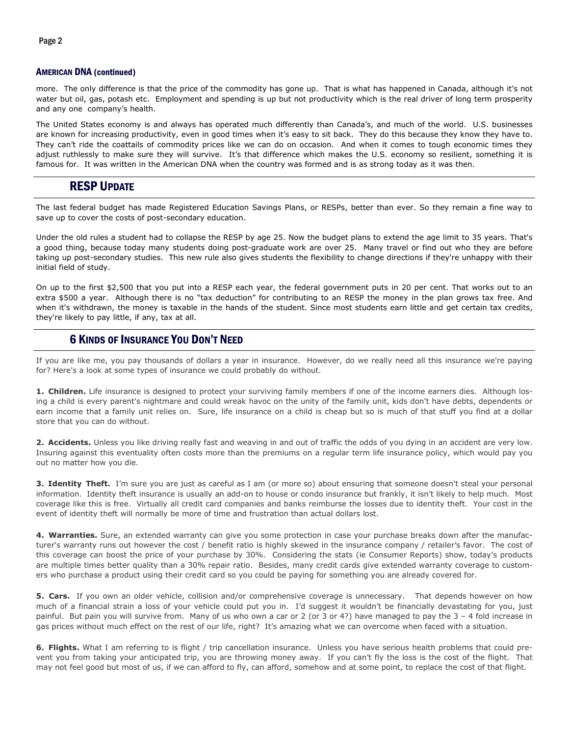### American DNA (continued)

more. The only difference is that the price of the commodity has gone up. That is what has happened in Canada, although it's not water but oil, gas, potash etc. Employment and spending is up but not productivity which is the real driver of long term prosperity and any one company's health.

The United States economy is and always has operated much differently than Canada's, and much of the world. U.S. businesses are known for increasing productivity, even in good times when it's easy to sit back. They do this because they know they have to. They can't ride the coattails of commodity prices like we can do on occasion. And when it comes to tough economic times they adjust ruthlessly to make sure they will survive. It's that difference which makes the U.S. economy so resilient, something it is famous for. It was written in the American DNA when the country was formed and is as strong today as it was then.

## RESP Update

The last federal budget has made Registered Education Savings Plans, or RESPs, better than ever. So they remain a fine way to save up to cover the costs of post-secondary education.

Under the old rules a student had to collapse the RESP by age 25. Now the budget plans to extend the age limit to 35 years. That's a good thing, because today many students doing post-graduate work are over 25. Many travel or find out who they are before taking up post-secondary studies. This new rule also gives students the flexibility to change directions if they're unhappy with their initial field of study.

On up to the first $2,500 that you put into a RESP each year, the federal government puts in 20 per cent. That works out to an extra $500 a year. Although there is no "tax deduction" for contributing to an RESP the money in the plan grows tax free. And when it's withdrawn, the money is taxable in the hands of the student. Since most students earn little and get certain tax credits, they're likely to pay little, if any, tax at all.

## 6 Kinds of Insurance You Don't Need

If you are like me, you pay thousands of dollars a year in insurance. However, do we really need all this insurance we're paying for? Here's a look at some types of insurance we could probably do without.

**1. Children.** Life insurance is designed to protect your surviving family members if one of the income earners dies. Although losing a child is every parent's nightmare and could wreak havoc on the unity of the family unit, kids don't have debts, dependents or earn income that a family unit relies on. Sure, life insurance on a child is cheap but so is much of that stuff you find at a dollar store that you can do without.

**2. Accidents.** Unless you like driving really fast and weaving in and out of traffic the odds of you dying in an accident are very low. Insuring against this eventuality often costs more than the premiums on a regular term life insurance policy, which would pay you out no matter how you die.

**3. Identity Theft.** I'm sure you are just as careful as I am (or more so) about ensuring that someone doesn't steal your personal information. Identity theft insurance is usually an add-on to house or condo insurance but frankly, it isn't likely to help much. Most coverage like this is free. Virtually all credit card companies and banks reimburse the losses due to identity theft. Your cost in the event of identity theft will normally be more of time and frustration than actual dollars lost.

**4. Warranties.** Sure, an extended warranty can give you some protection in case your purchase breaks down after the manufacturer's warranty runs out however the cost / benefit ratio is highly skewed in the insurance company / retailer's favor. The cost of this coverage can boost the price of your purchase by 30%. Considering the stats (ie Consumer Reports) show, today's products are multiple times better quality than a 30% repair ratio. Besides, many credit cards give extended warranty coverage to customers who purchase a product using their credit card so you could be paying for something you are already covered for.

**5. Cars.** If you own an older vehicle, collision and/or comprehensive coverage is unnecessary. That depends however on how much of a financial strain a loss of your vehicle could put you in. I'd suggest it wouldn't be financially devastating for you, just painful. But pain you will survive from. Many of us who own a car or 2 (or 3 or 4?) have managed to pay the 3 – 4 fold increase in gas prices without much effect on the rest of our life, right? It's amazing what we can overcome when faced with a situation.

**6. Flights.** What I am referring to is flight / trip cancellation insurance. Unless you have serious health problems that could prevent you from taking your anticipated trip, you are throwing money away. If you can't fly the loss is the cost of the flight. That may not feel good but most of us, if we can afford to fly, can afford, somehow and at some point, to replace the cost of that flight.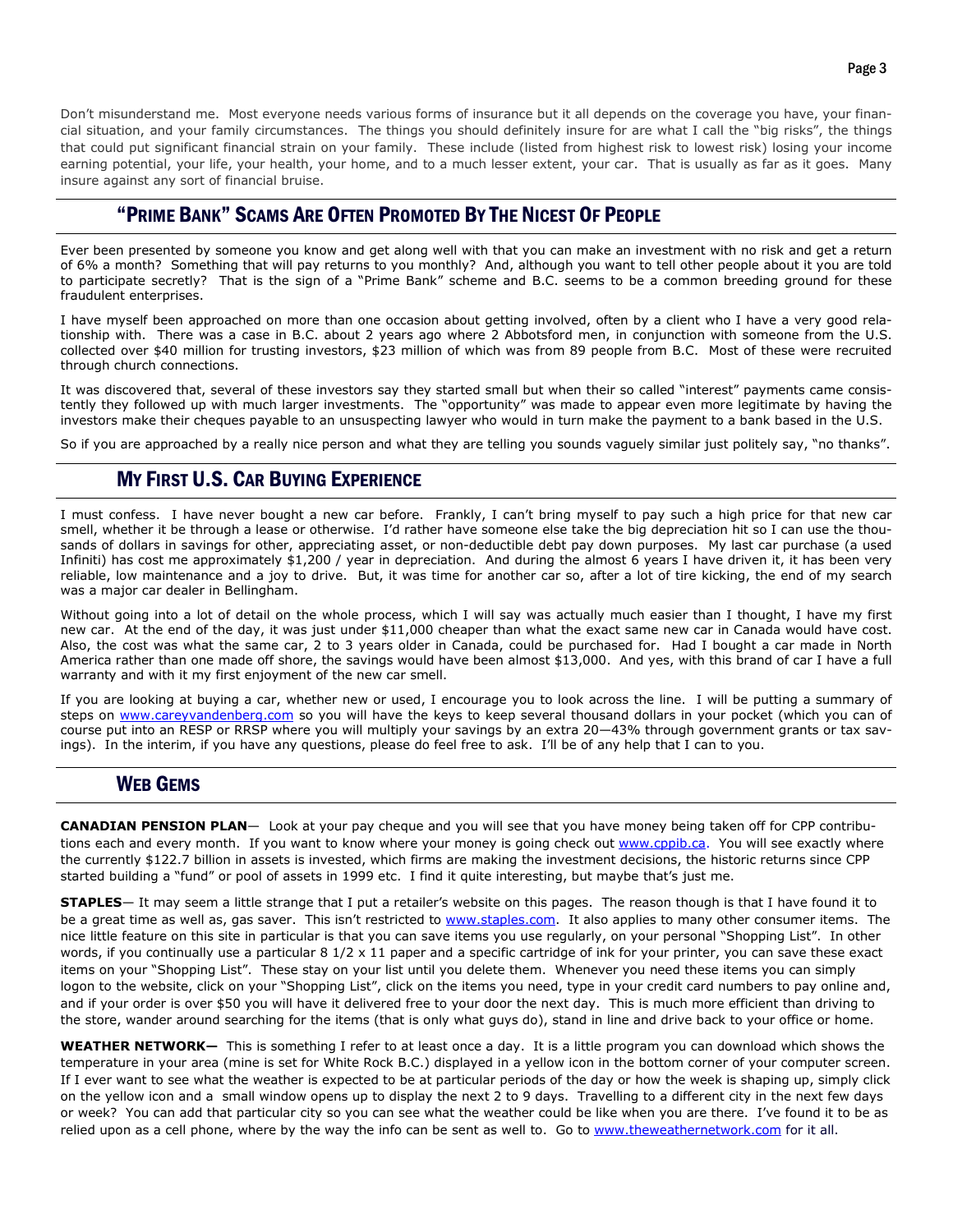Don't misunderstand me. Most everyone needs various forms of insurance but it all depends on the coverage you have, your financial situation, and your family circumstances. The things you should definitely insure for are what I call the "big risks", the things that could put significant financial strain on your family. These include (listed from highest risk to lowest risk) losing your income earning potential, your life, your health, your home, and to a much lesser extent, your car. That is usually as far as it goes. Many insure against any sort of financial bruise.

## "Prime Bank" Scams Are Often Promoted By The Nicest Of People

Ever been presented by someone you know and get along well with that you can make an investment with no risk and get a return of 6% a month? Something that will pay returns to you monthly? And, although you want to tell other people about it you are told to participate secretly? That is the sign of a "Prime Bank" scheme and B.C. seems to be a common breeding ground for these fraudulent enterprises.

I have myself been approached on more than one occasion about getting involved, often by a client who I have a very good relationship with. There was a case in B.C. about 2 years ago where 2 Abbotsford men, in conjunction with someone from the U.S. collected over $40 million for trusting investors, $23 million of which was from 89 people from B.C. Most of these were recruited through church connections.

It was discovered that, several of these investors say they started small but when their so called "interest" payments came consistently they followed up with much larger investments. The "opportunity" was made to appear even more legitimate by having the investors make their cheques payable to an unsuspecting lawyer who would in turn make the payment to a bank based in the U.S.

So if you are approached by a really nice person and what they are telling you sounds vaguely similar just politely say, "no thanks".

## My First U.S. Car Buying Experience

I must confess. I have never bought a new car before. Frankly, I can't bring myself to pay such a high price for that new car smell, whether it be through a lease or otherwise. I'd rather have someone else take the big depreciation hit so I can use the thousands of dollars in savings for other, appreciating asset, or non-deductible debt pay down purposes. My last car purchase (a used Infiniti) has cost me approximately $1,200 / year in depreciation. And during the almost 6 years I have driven it, it has been very reliable, low maintenance and a joy to drive. But, it was time for another car so, after a lot of tire kicking, the end of my search was a major car dealer in Bellingham.

Without going into a lot of detail on the whole process, which I will say was actually much easier than I thought, I have my first new car. At the end of the day, it was just under $11,000 cheaper than what the exact same new car in Canada would have cost. Also, the cost was what the same car, 2 to 3 years older in Canada, could be purchased for. Had I bought a car made in North America rather than one made off shore, the savings would have been almost $13,000. And yes, with this brand of car I have a full warranty and with it my first enjoyment of the new car smell.

If you are looking at buying a car, whether new or used, I encourage you to look across the line. I will be putting a summary of steps on www.careyvandenberg.com so you will have the keys to keep several thousand dollars in your pocket (which you can of course put into an RESP or RRSP where you will multiply your savings by an extra 20—43% through government grants or tax savings). In the interim, if you have any questions, please do feel free to ask. I'll be of any help that I can to you.

## Web Gems

**CANADIAN PENSION PLAN**— Look at your pay cheque and you will see that you have money being taken off for CPP contributions each and every month. If you want to know where your money is going check out www.cppib.ca. You will see exactly where the currently $122.7 billion in assets is invested, which firms are making the investment decisions, the historic returns since CPP started building a "fund" or pool of assets in 1999 etc. I find it quite interesting, but maybe that's just me.

**STAPLES**— It may seem a little strange that I put a retailer's website on this pages. The reason though is that I have found it to be a great time as well as, gas saver. This isn't restricted to www.staples.com. It also applies to many other consumer items. The nice little feature on this site in particular is that you can save items you use regularly, on your personal "Shopping List". In other words, if you continually use a particular 8 1/2 x 11 paper and a specific cartridge of ink for your printer, you can save these exact items on your "Shopping List". These stay on your list until you delete them. Whenever you need these items you can simply logon to the website, click on your "Shopping List", click on the items you need, type in your credit card numbers to pay online and, and if your order is over $50 you will have it delivered free to your door the next day. This is much more efficient than driving to the store, wander around searching for the items (that is only what guys do), stand in line and drive back to your office or home.

**WEATHER NETWORK—** This is something I refer to at least once a day. It is a little program you can download which shows the temperature in your area (mine is set for White Rock B.C.) displayed in a yellow icon in the bottom corner of your computer screen. If I ever want to see what the weather is expected to be at particular periods of the day or how the week is shaping up, simply click on the yellow icon and a small window opens up to display the next 2 to 9 days. Travelling to a different city in the next few days or week? You can add that particular city so you can see what the weather could be like when you are there. I've found it to be as relied upon as a cell phone, where by the way the info can be sent as well to. Go to www.theweathernetwork.com for it all.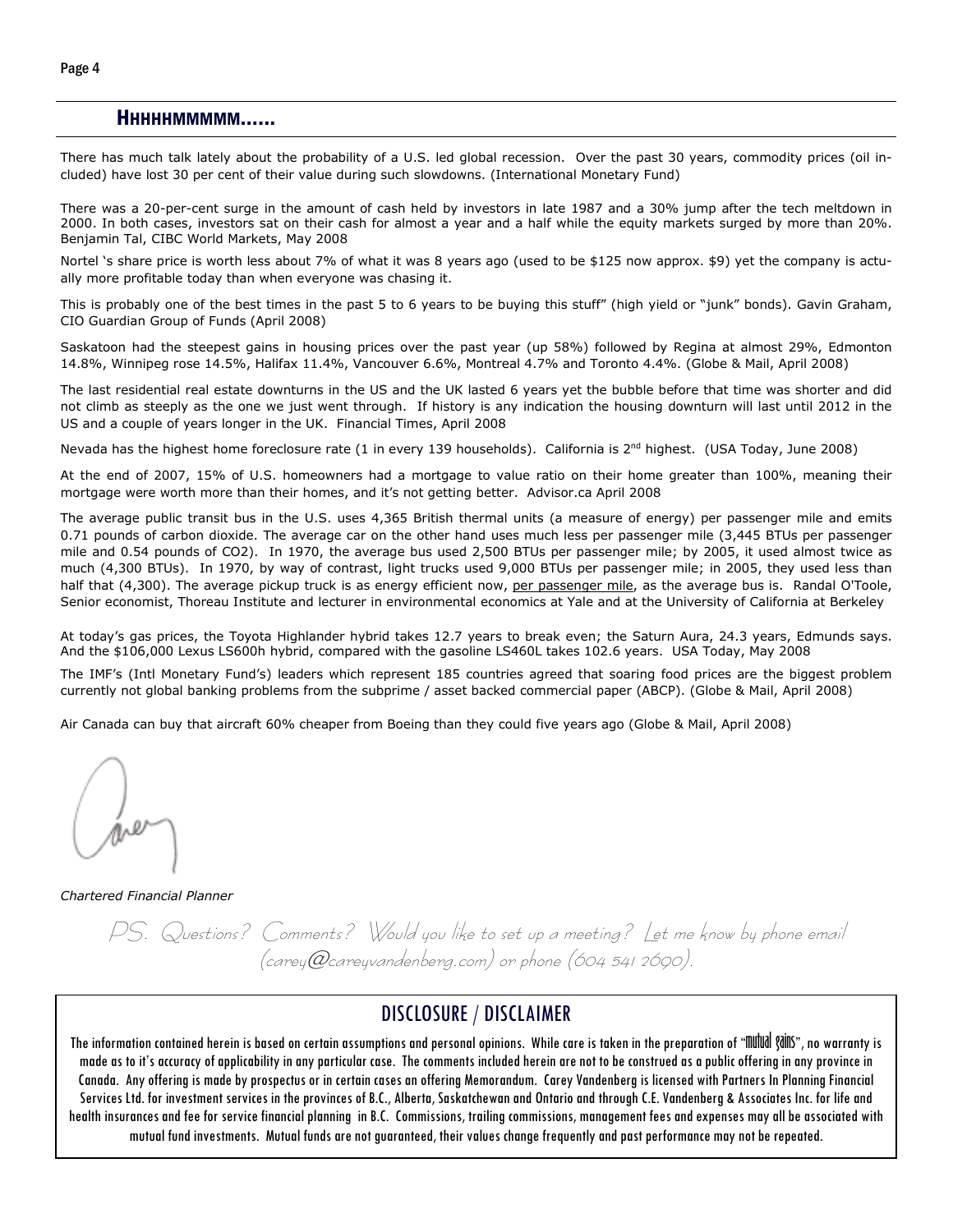## HHHHHMMMMM……

There has much talk lately about the probability of a U.S. led global recession. Over the past 30 years, commodity prices (oil included) have lost 30 per cent of their value during such slowdowns. (International Monetary Fund)

There was a 20-per-cent surge in the amount of cash held by investors in late 1987 and a 30% jump after the tech meltdown in 2000. In both cases, investors sat on their cash for almost a year and a half while the equity markets surged by more than 20%. Benjamin Tal, CIBC World Markets, May 2008

Nortel 's share price is worth less about 7% of what it was 8 years ago (used to be $125 now approx. $9) yet the company is actually more profitable today than when everyone was chasing it.

This is probably one of the best times in the past 5 to 6 years to be buying this stuff" (high yield or "junk" bonds). Gavin Graham, CIO Guardian Group of Funds (April 2008)

Saskatoon had the steepest gains in housing prices over the past year (up 58%) followed by Regina at almost 29%, Edmonton 14.8%, Winnipeg rose 14.5%, Halifax 11.4%, Vancouver 6.6%, Montreal 4.7% and Toronto 4.4%. (Globe & Mail, April 2008)

The last residential real estate downturns in the US and the UK lasted 6 years yet the bubble before that time was shorter and did not climb as steeply as the one we just went through. If history is any indication the housing downturn will last until 2012 in the US and a couple of years longer in the UK. Financial Times, April 2008

Nevada has the highest home foreclosure rate (1 in every 139 households). California is 2nd highest. (USA Today, June 2008)

At the end of 2007, 15% of U.S. homeowners had a mortgage to value ratio on their home greater than 100%, meaning their mortgage were worth more than their homes, and it's not getting better. Advisor.ca April 2008

The average public transit bus in the U.S. uses 4,365 British thermal units (a measure of energy) per passenger mile and emits 0.71 pounds of carbon dioxide. The average car on the other hand uses much less per passenger mile (3,445 BTUs per passenger mile and 0.54 pounds of $CO_2$). In 1970, the average bus used 2,500 BTUs per passenger mile; by 2005, it used almost twice as much (4,300 BTUs). In 1970, by way of contrast, light trucks used 9,000 BTUs per passenger mile; in 2005, they used less than half that (4,300). The average pickup truck is as energy efficient now, per passenger mile, as the average bus is. Randal O'Toole, Senior economist, Thoreau Institute and lecturer in environmental economics at Yale and at the University of California at Berkeley

At today's gas prices, the Toyota Highlander hybrid takes 12.7 years to break even; the Saturn Aura, 24.3 years, Edmunds says. And the $106,000 Lexus LS600h hybrid, compared with the gasoline LS460L takes 102.6 years. USA Today, May 2008

The IMF's (Intl Monetary Fund's) leaders which represent 185 countries agreed that soaring food prices are the biggest problem currently not global banking problems from the subprime / asset backed commercial paper (ABCP). (Globe & Mail, April 2008)

Air Canada can buy that aircraft 60% cheaper from Boeing than they could five years ago (Globe & Mail, April 2008)

Carey

*Chartered Financial Planner*

PS. Questions? Comments? Would you like to set up a meeting? Let me know by phone email (carey@careyvandenberg.com) or phone (604 541 2690).

## DISCLOSURE / DISCLAIMER

The information contained herein is based on certain assumptions and personal opinions. While care is taken in the preparation of "mutual gains", no warranty is made as to it's accuracy of applicability in any particular case. The comments included herein are not to be construed as a public offering in any province in Canada. Any offering is made by prospectus or in certain cases an offering Memorandum. Carey Vandenberg is licensed with Partners In Planning Financial Services Ltd. for investment services in the provinces of B.C., Alberta, Saskatchewan and Ontario and through C.E. Vandenberg & Associates Inc. for life and health insurances and fee for service financial planning in B.C. Commissions, trailing commissions, management fees and expenses may all be associated with mutual fund investments. Mutual funds are not guaranteed, their values change frequently and past performance may not be repeated.